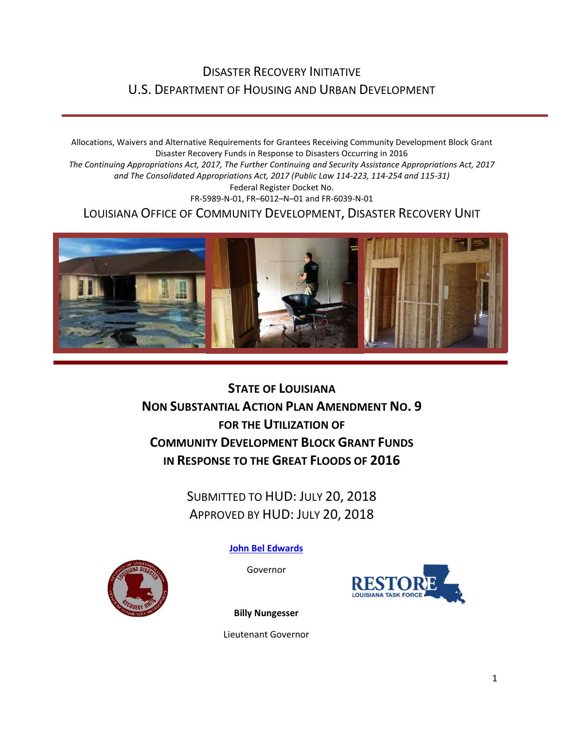# DISASTER RECOVERY INITIATIVE
# U.S. DEPARTMENT OF HOUSING AND URBAN DEVELOPMENT

Allocations, Waivers and Alternative Requirements for Grantees Receiving Community Development Block Grant Disaster Recovery Funds in Response to Disasters Occurring in 2016

*The Continuing Appropriations Act, 2017, The Further Continuing and Security Assistance Appropriations Act, 2017 and The Consolidated Appropriations Act, 2017 (Public Law 114-223, 114-254 and 115-31)*

Federal Register Docket No.

FR-5989-N-01, FR–6012–N–01 and FR-6039-N-01

## LOUISIANA OFFICE OF COMMUNITY DEVELOPMENT, DISASTER RECOVERY UNIT

# STATE OF LOUISIANA
# NON SUBSTANTIAL ACTION PLAN AMENDMENT NO. 9
# FOR THE UTILIZATION OF
# COMMUNITY DEVELOPMENT BLOCK GRANT FUNDS
# IN RESPONSE TO THE GREAT FLOODS OF 2016

SUBMITTED TO HUD: JULY 20, 2018

APPROVED BY HUD: JULY 20, 2018

**John Bel Edwards**

Governor

**Billy Nungesser**

Lieutenant Governor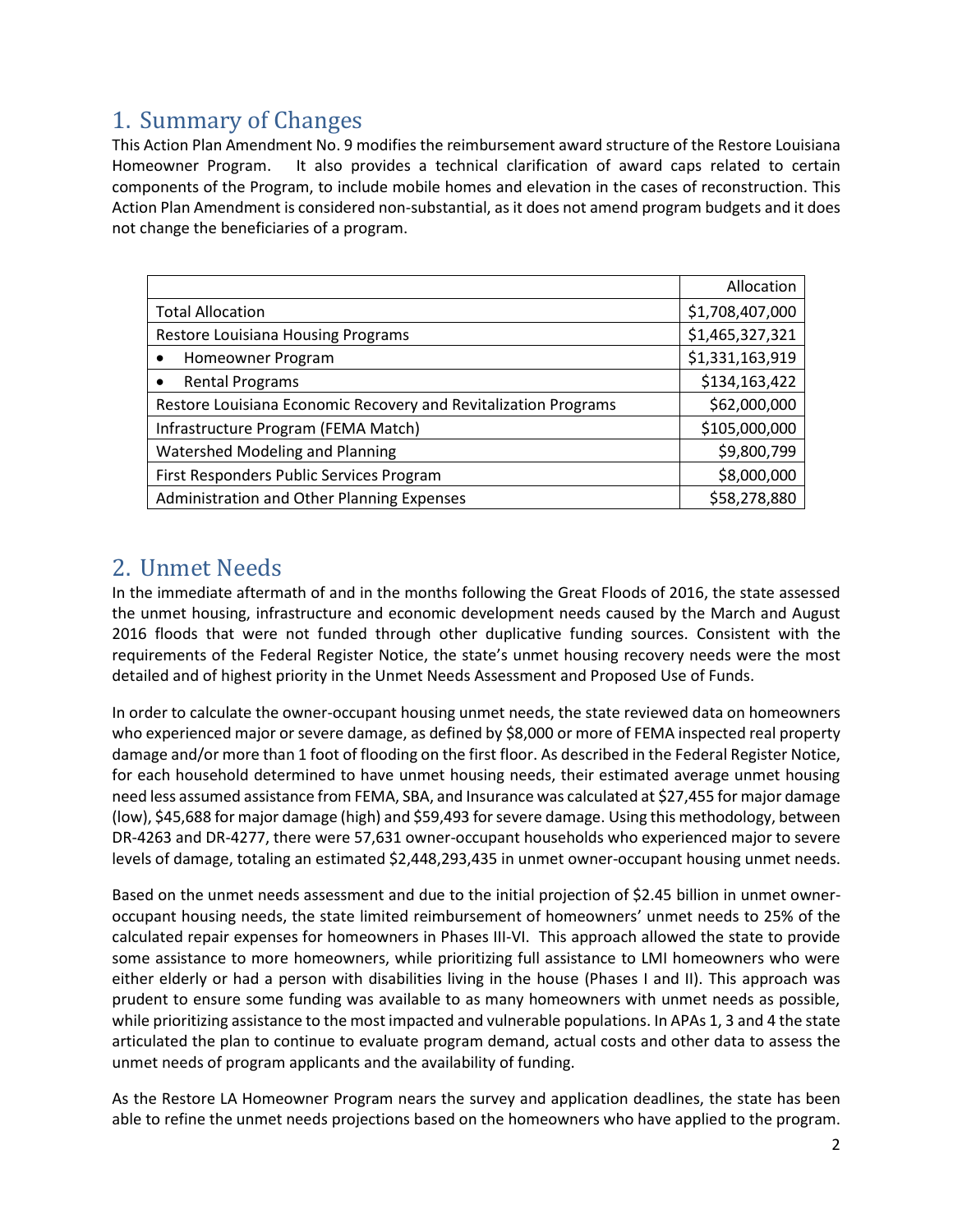## 1. Summary of Changes

This Action Plan Amendment No. 9 modifies the reimbursement award structure of the Restore Louisiana Homeowner Program. It also provides a technical clarification of award caps related to certain components of the Program, to include mobile homes and elevation in the cases of reconstruction. This Action Plan Amendment is considered non-substantial, as it does not amend program budgets and it does not change the beneficiaries of a program.

| | Allocation |
|---|---|
| Total Allocation | $1,708,407,000 |
| Restore Louisiana Housing Programs | $1,465,327,321 |
| • Homeowner Program | $1,331,163,919 |
| • Rental Programs | $134,163,422 |
| Restore Louisiana Economic Recovery and Revitalization Programs | $62,000,000 |
| Infrastructure Program (FEMA Match) | $105,000,000 |
| Watershed Modeling and Planning | $9,800,799 |
| First Responders Public Services Program | $8,000,000 |
| Administration and Other Planning Expenses | $58,278,880 |

## 2. Unmet Needs

In the immediate aftermath of and in the months following the Great Floods of 2016, the state assessed the unmet housing, infrastructure and economic development needs caused by the March and August 2016 floods that were not funded through other duplicative funding sources. Consistent with the requirements of the Federal Register Notice, the state's unmet housing recovery needs were the most detailed and of highest priority in the Unmet Needs Assessment and Proposed Use of Funds.

In order to calculate the owner-occupant housing unmet needs, the state reviewed data on homeowners who experienced major or severe damage, as defined by $8,000 or more of FEMA inspected real property damage and/or more than 1 foot of flooding on the first floor. As described in the Federal Register Notice, for each household determined to have unmet housing needs, their estimated average unmet housing need less assumed assistance from FEMA, SBA, and Insurance was calculated at $27,455 for major damage (low), $45,688 for major damage (high) and $59,493 for severe damage. Using this methodology, between DR-4263 and DR-4277, there were 57,631 owner-occupant households who experienced major to severe levels of damage, totaling an estimated $2,448,293,435 in unmet owner-occupant housing unmet needs.

Based on the unmet needs assessment and due to the initial projection of $2.45 billion in unmet owner-occupant housing needs, the state limited reimbursement of homeowners' unmet needs to 25% of the calculated repair expenses for homeowners in Phases III-VI. This approach allowed the state to provide some assistance to more homeowners, while prioritizing full assistance to LMI homeowners who were either elderly or had a person with disabilities living in the house (Phases I and II). This approach was prudent to ensure some funding was available to as many homeowners with unmet needs as possible, while prioritizing assistance to the most impacted and vulnerable populations. In APAs 1, 3 and 4 the state articulated the plan to continue to evaluate program demand, actual costs and other data to assess the unmet needs of program applicants and the availability of funding.

As the Restore LA Homeowner Program nears the survey and application deadlines, the state has been able to refine the unmet needs projections based on the homeowners who have applied to the program.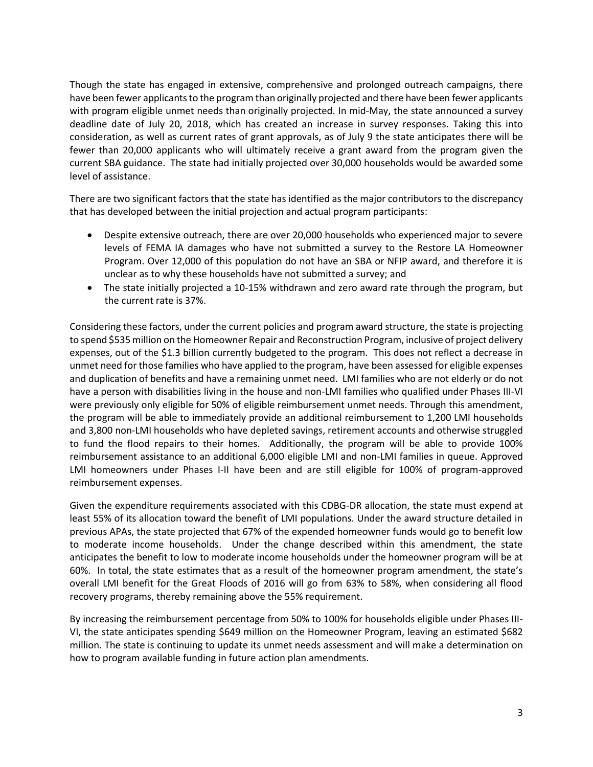Though the state has engaged in extensive, comprehensive and prolonged outreach campaigns, there have been fewer applicants to the program than originally projected and there have been fewer applicants with program eligible unmet needs than originally projected. In mid-May, the state announced a survey deadline date of July 20, 2018, which has created an increase in survey responses. Taking this into consideration, as well as current rates of grant approvals, as of July 9 the state anticipates there will be fewer than 20,000 applicants who will ultimately receive a grant award from the program given the current SBA guidance. The state had initially projected over 30,000 households would be awarded some level of assistance.

There are two significant factors that the state has identified as the major contributors to the discrepancy that has developed between the initial projection and actual program participants:

- Despite extensive outreach, there are over 20,000 households who experienced major to severe levels of FEMA IA damages who have not submitted a survey to the Restore LA Homeowner Program. Over 12,000 of this population do not have an SBA or NFIP award, and therefore it is unclear as to why these households have not submitted a survey; and
- The state initially projected a 10-15% withdrawn and zero award rate through the program, but the current rate is 37%.

Considering these factors, under the current policies and program award structure, the state is projecting to spend $535 million on the Homeowner Repair and Reconstruction Program, inclusive of project delivery expenses, out of the $1.3 billion currently budgeted to the program. This does not reflect a decrease in unmet need for those families who have applied to the program, have been assessed for eligible expenses and duplication of benefits and have a remaining unmet need. LMI families who are not elderly or do not have a person with disabilities living in the house and non-LMI families who qualified under Phases III-VI were previously only eligible for 50% of eligible reimbursement unmet needs. Through this amendment, the program will be able to immediately provide an additional reimbursement to 1,200 LMI households and 3,800 non-LMI households who have depleted savings, retirement accounts and otherwise struggled to fund the flood repairs to their homes. Additionally, the program will be able to provide 100% reimbursement assistance to an additional 6,000 eligible LMI and non-LMI families in queue. Approved LMI homeowners under Phases I-II have been and are still eligible for 100% of program-approved reimbursement expenses.

Given the expenditure requirements associated with this CDBG-DR allocation, the state must expend at least 55% of its allocation toward the benefit of LMI populations. Under the award structure detailed in previous APAs, the state projected that 67% of the expended homeowner funds would go to benefit low to moderate income households. Under the change described within this amendment, the state anticipates the benefit to low to moderate income households under the homeowner program will be at 60%. In total, the state estimates that as a result of the homeowner program amendment, the state's overall LMI benefit for the Great Floods of 2016 will go from 63% to 58%, when considering all flood recovery programs, thereby remaining above the 55% requirement.

By increasing the reimbursement percentage from 50% to 100% for households eligible under Phases III-VI, the state anticipates spending $649 million on the Homeowner Program, leaving an estimated $682 million. The state is continuing to update its unmet needs assessment and will make a determination on how to program available funding in future action plan amendments.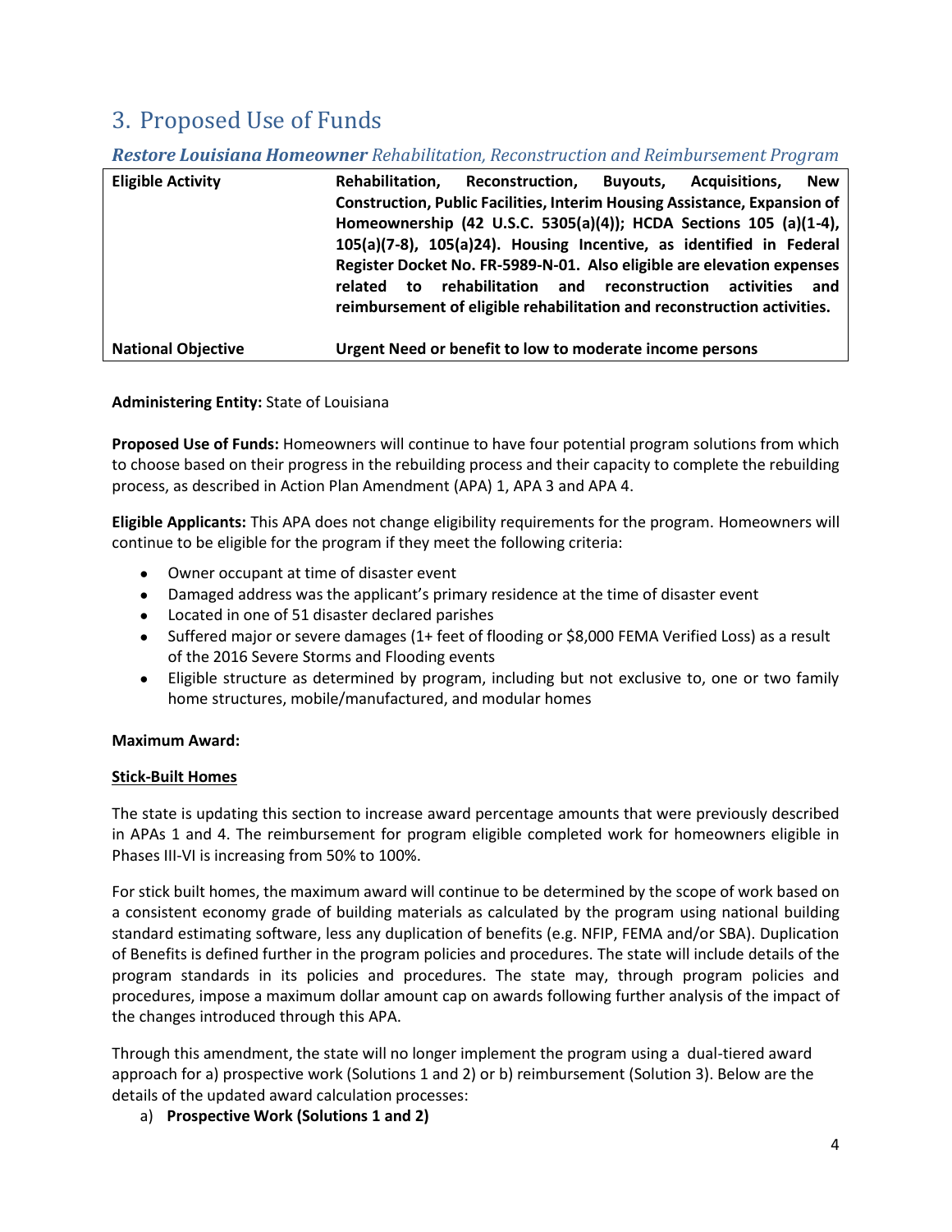## 3. Proposed Use of Funds

### ***Restore Louisiana Homeowner*** *Rehabilitation, Reconstruction and Reimbursement Program*

| **Eligible Activity** | **Rehabilitation, Reconstruction, Buyouts, Acquisitions, New Construction, Public Facilities, Interim Housing Assistance, Expansion of Homeownership (42 U.S.C. 5305(a)(4)); HCDA Sections 105 (a)(1-4), 105(a)(7-8), 105(a)24). Housing Incentive, as identified in Federal Register Docket No. FR-5989-N-01. Also eligible are elevation expenses related to rehabilitation and reconstruction activities and reimbursement of eligible rehabilitation and reconstruction activities.** |
|---|---|
| **National Objective** | **Urgent Need or benefit to low to moderate income persons** |

**Administering Entity:** State of Louisiana

**Proposed Use of Funds:** Homeowners will continue to have four potential program solutions from which to choose based on their progress in the rebuilding process and their capacity to complete the rebuilding process, as described in Action Plan Amendment (APA) 1, APA 3 and APA 4.

**Eligible Applicants:** This APA does not change eligibility requirements for the program. Homeowners will continue to be eligible for the program if they meet the following criteria:

- Owner occupant at time of disaster event
- Damaged address was the applicant's primary residence at the time of disaster event
- Located in one of 51 disaster declared parishes
- Suffered major or severe damages (1+ feet of flooding or $8,000 FEMA Verified Loss) as a result of the 2016 Severe Storms and Flooding events
- Eligible structure as determined by program, including but not exclusive to, one or two family home structures, mobile/manufactured, and modular homes

**Maximum Award:**

**<u>Stick-Built Homes</u>**

The state is updating this section to increase award percentage amounts that were previously described in APAs 1 and 4. The reimbursement for program eligible completed work for homeowners eligible in Phases III-VI is increasing from 50% to 100%.

For stick built homes, the maximum award will continue to be determined by the scope of work based on a consistent economy grade of building materials as calculated by the program using national building standard estimating software, less any duplication of benefits (e.g. NFIP, FEMA and/or SBA). Duplication of Benefits is defined further in the program policies and procedures. The state will include details of the program standards in its policies and procedures. The state may, through program policies and procedures, impose a maximum dollar amount cap on awards following further analysis of the impact of the changes introduced through this APA.

Through this amendment, the state will no longer implement the program using a dual-tiered award approach for a) prospective work (Solutions 1 and 2) or b) reimbursement (Solution 3). Below are the details of the updated award calculation processes:

a) **Prospective Work (Solutions 1 and 2)**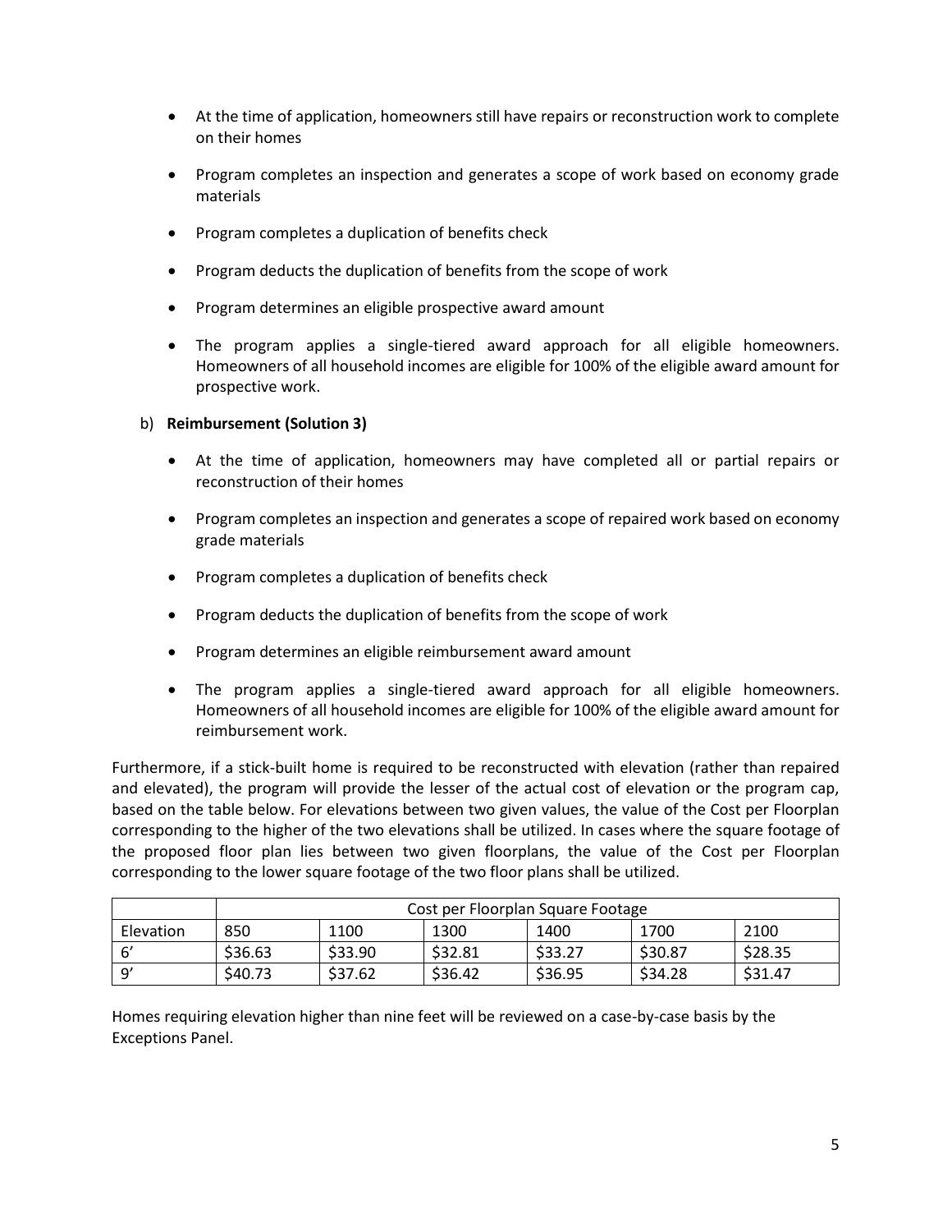- At the time of application, homeowners still have repairs or reconstruction work to complete on their homes
- Program completes an inspection and generates a scope of work based on economy grade materials
- Program completes a duplication of benefits check
- Program deducts the duplication of benefits from the scope of work
- Program determines an eligible prospective award amount
- The program applies a single-tiered award approach for all eligible homeowners. Homeowners of all household incomes are eligible for 100% of the eligible award amount for prospective work.

b) **Reimbursement (Solution 3)**

- At the time of application, homeowners may have completed all or partial repairs or reconstruction of their homes
- Program completes an inspection and generates a scope of repaired work based on economy grade materials
- Program completes a duplication of benefits check
- Program deducts the duplication of benefits from the scope of work
- Program determines an eligible reimbursement award amount
- The program applies a single-tiered award approach for all eligible homeowners. Homeowners of all household incomes are eligible for 100% of the eligible award amount for reimbursement work.

Furthermore, if a stick-built home is required to be reconstructed with elevation (rather than repaired and elevated), the program will provide the lesser of the actual cost of elevation or the program cap, based on the table below. For elevations between two given values, the value of the Cost per Floorplan corresponding to the higher of the two elevations shall be utilized. In cases where the square footage of the proposed floor plan lies between two given floorplans, the value of the Cost per Floorplan corresponding to the lower square footage of the two floor plans shall be utilized.

| | Cost per Floorplan Square Footage | | | | | |
|---|---|---|---|---|---|---|
| Elevation | 850 | 1100 | 1300 | 1400 | 1700 | 2100 |
| 6’ | $36.63 | $33.90 | $32.81 | $33.27 | $30.87 | $28.35 |
| 9’ | $40.73 | $37.62 | $36.42 | $36.95 | $34.28 | $31.47 |

Homes requiring elevation higher than nine feet will be reviewed on a case-by-case basis by the Exceptions Panel.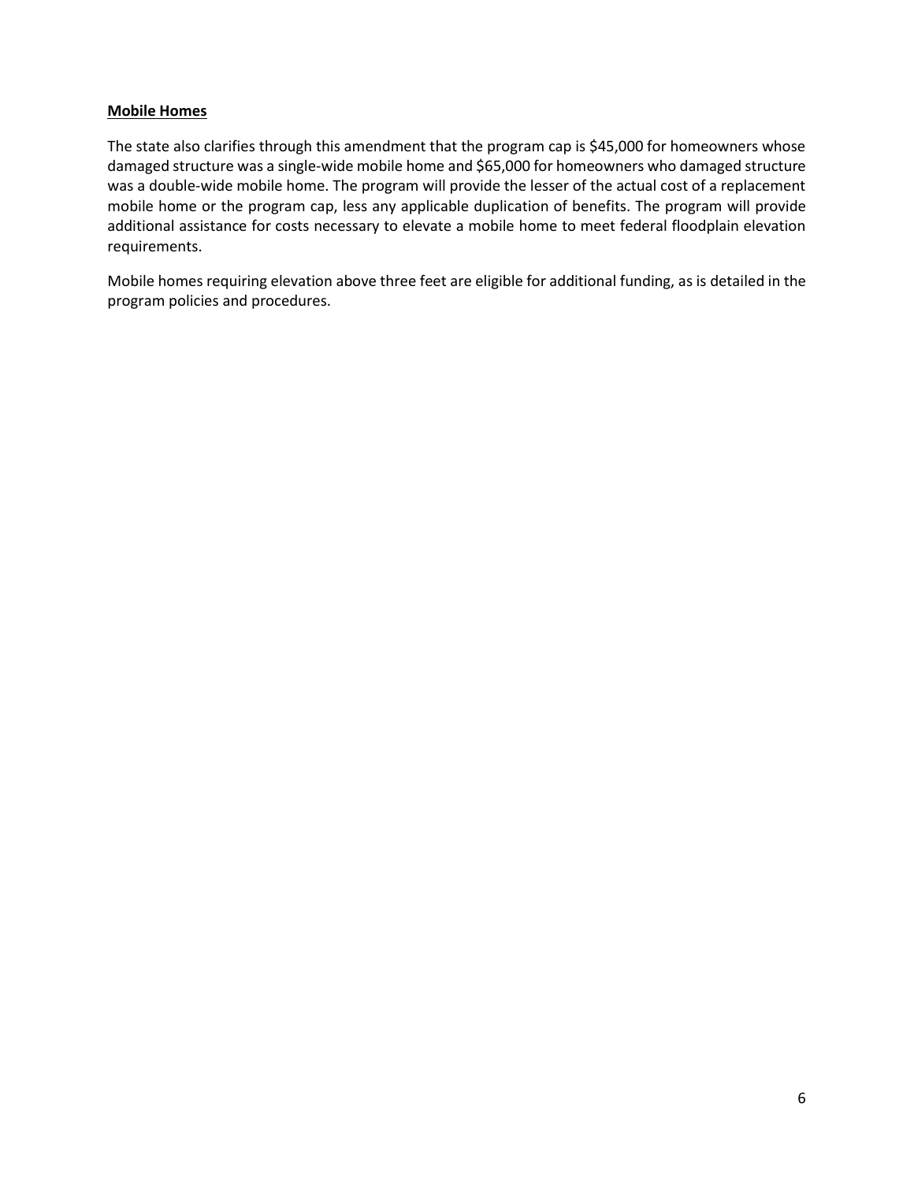**Mobile Homes**

The state also clarifies through this amendment that the program cap is $45,000 for homeowners whose damaged structure was a single-wide mobile home and $65,000 for homeowners who damaged structure was a double-wide mobile home. The program will provide the lesser of the actual cost of a replacement mobile home or the program cap, less any applicable duplication of benefits. The program will provide additional assistance for costs necessary to elevate a mobile home to meet federal floodplain elevation requirements.

Mobile homes requiring elevation above three feet are eligible for additional funding, as is detailed in the program policies and procedures.